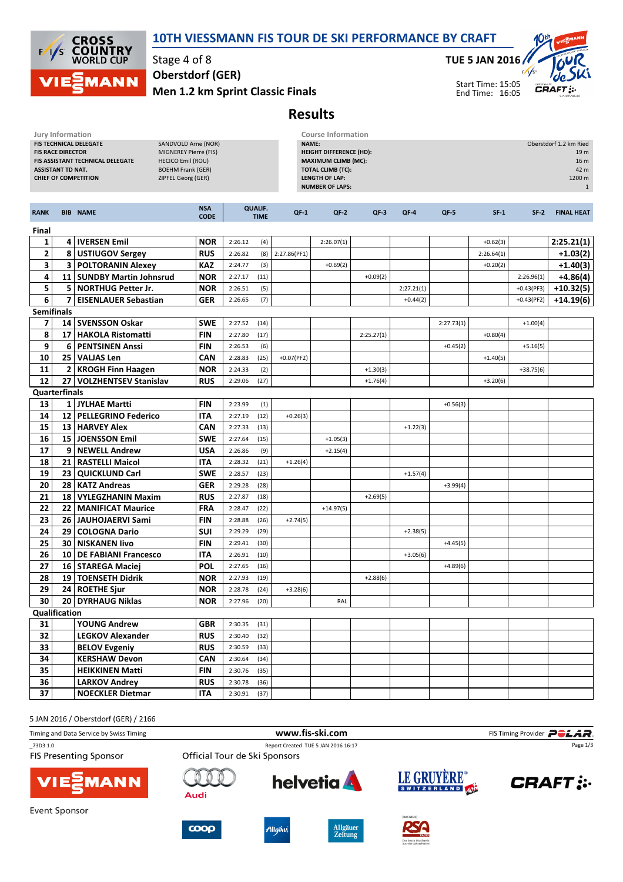# 10TH VIESSMANN FIS TOUR DE SKI PERFORMANCE BY CRAFT

Stage 4 of 8

Oberstdorf (GER)

Men 1.2 km Sprint Classic Finals

TUE 5 JAN 2016

Start Time: 15:05
End Time: 16:05

## Results

**Jury Information**

| | |
|---|---|
| FIS TECHNICAL DELEGATE | SANDVOLD Arne (NOR) |
| FIS RACE DIRECTOR | MIGNEREY Pierre (FIS) |
| FIS ASSISTANT TECHNICAL DELEGATE | HECICO Emil (ROU) |
| ASSISTANT TD NAT. | BOEHM Frank (GER) |
| CHIEF OF COMPETITION | ZIPFEL Georg (GER) |

**Course Information**

| | |
|---|---|
| NAME: | Oberstdorf 1.2 km Ried |
| HEIGHT DIFFERENCE (HD): | 19 m |
| MAXIMUM CLIMB (MC): | 16 m |
| TOTAL CLIMB (TC): | 42 m |
| LENGTH OF LAP: | 1200 m |
| NUMBER OF LAPS: | 1 |

| RANK | BIB | NAME | NSA CODE | QUALIF. TIME | | QF-1 | QF-2 | QF-3 | QF-4 | QF-5 | SF-1 | SF-2 | FINAL HEAT |
|---|---|---|---|---|---|---|---|---|---|---|---|---|---|
| **Final** | | | | | | | | | | | | | |
| 1 | 4 | IVERSEN Emil | NOR | 2:26.12 | (4) | | 2:26.07(1) | | | | +0.62(3) | | 2:25.21(1) |
| 2 | 8 | USTIUGOV Sergey | RUS | 2:26.82 | (8) | 2:27.86(PF1) | | | | | 2:26.64(1) | | +1.03(2) |
| 3 | 3 | POLTORANIN Alexey | KAZ | 2:24.77 | (3) | | +0.69(2) | | | | +0.20(2) | | +1.40(3) |
| 4 | 11 | SUNDBY Martin Johnsrud | NOR | 2:27.17 | (11) | | | +0.09(2) | | | | 2:26.96(1) | +4.86(4) |
| 5 | 5 | NORTHUG Petter Jr. | NOR | 2:26.51 | (5) | | | | 2:27.21(1) | | | +0.43(PF3) | +10.32(5) |
| 6 | 7 | EISENLAUER Sebastian | GER | 2:26.65 | (7) | | | | +0.44(2) | | | +0.43(PF2) | +14.19(6) |
| **Semifinals** | | | | | | | | | | | | | |
| 7 | 14 | SVENSSON Oskar | SWE | 2:27.52 | (14) | | | | | 2:27.73(1) | | +1.00(4) | |
| 8 | 17 | HAKOLA Ristomatti | FIN | 2:27.80 | (17) | | | 2:25.27(1) | | | +0.80(4) | | |
| 9 | 6 | PENTSINEN Anssi | FIN | 2:26.53 | (6) | | | | | +0.45(2) | | +5.16(5) | |
| 10 | 25 | VALJAS Len | CAN | 2:28.83 | (25) | +0.07(PF2) | | | | | +1.40(5) | | |
| 11 | 2 | KROGH Finn Haagen | NOR | 2:24.33 | (2) | | | +1.30(3) | | | | +38.75(6) | |
| 12 | 27 | VOLZHENTSEV Stanislav | RUS | 2:29.06 | (27) | | | +1.76(4) | | | +3.20(6) | | |
| **Quarterfinals** | | | | | | | | | | | | | |
| 13 | 1 | JYLHAE Martti | FIN | 2:23.99 | (1) | | | | | +0.56(3) | | | |
| 14 | 12 | PELLEGRINO Federico | ITA | 2:27.19 | (12) | +0.26(3) | | | | | | | |
| 15 | 13 | HARVEY Alex | CAN | 2:27.33 | (13) | | | | +1.22(3) | | | | |
| 16 | 15 | JOENSSON Emil | SWE | 2:27.64 | (15) | | +1.05(3) | | | | | | |
| 17 | 9 | NEWELL Andrew | USA | 2:26.86 | (9) | | +2.15(4) | | | | | | |
| 18 | 21 | RASTELLI Maicol | ITA | 2:28.32 | (21) | +1.26(4) | | | | | | | |
| 19 | 23 | QUICKLUND Carl | SWE | 2:28.57 | (23) | | | | +1.57(4) | | | | |
| 20 | 28 | KATZ Andreas | GER | 2:29.28 | (28) | | | | | +3.99(4) | | | |
| 21 | 18 | VYLEGZHANIN Maxim | RUS | 2:27.87 | (18) | | | +2.69(5) | | | | | |
| 22 | 22 | MANIFICAT Maurice | FRA | 2:28.47 | (22) | | +14.97(5) | | | | | | |
| 23 | 26 | JAUHOJAERVI Sami | FIN | 2:28.88 | (26) | +2.74(5) | | | | | | | |
| 24 | 29 | COLOGNA Dario | SUI | 2:29.29 | (29) | | | | +2.38(5) | | | | |
| 25 | 30 | NISKANEN Iivo | FIN | 2:29.41 | (30) | | | | | +4.45(5) | | | |
| 26 | 10 | DE FABIANI Francesco | ITA | 2:26.91 | (10) | | | | +3.05(6) | | | | |
| 27 | 16 | STAREGA Maciej | POL | 2:27.65 | (16) | | | | | +4.89(6) | | | |
| 28 | 19 | TOENSETH Didrik | NOR | 2:27.93 | (19) | | | +2.88(6) | | | | | |
| 29 | 24 | ROETHE Sjur | NOR | 2:28.78 | (24) | +3.28(6) | | | | | | | |
| 30 | 20 | DYRHAUG Niklas | NOR | 2:27.96 | (20) | | RAL | | | | | | |
| **Qualification** | | | | | | | | | | | | | |
| 31 | | YOUNG Andrew | GBR | 2:30.35 | (31) | | | | | | | | |
| 32 | | LEGKOV Alexander | RUS | 2:30.40 | (32) | | | | | | | | |
| 33 | | BELOV Evgeniy | RUS | 2:30.59 | (33) | | | | | | | | |
| 34 | | KERSHAW Devon | CAN | 2:30.64 | (34) | | | | | | | | |
| 35 | | HEIKKINEN Matti | FIN | 2:30.76 | (35) | | | | | | | | |
| 36 | | LARKOV Andrey | RUS | 2:30.78 | (36) | | | | | | | | |
| 37 | | NOECKLER Dietmar | ITA | 2:30.91 | (37) | | | | | | | | |

5 JAN 2016 / Oberstdorf (GER) / 2166

Timing and Data Service by Swiss Timing — www.fis-ski.com — FIS Timing Provider POLAR

_73D3 1.0 — Report Created TUE 5 JAN 2016 16:17

FIS Presenting Sponsor — Official Tour de Ski Sponsors

Event Sponsor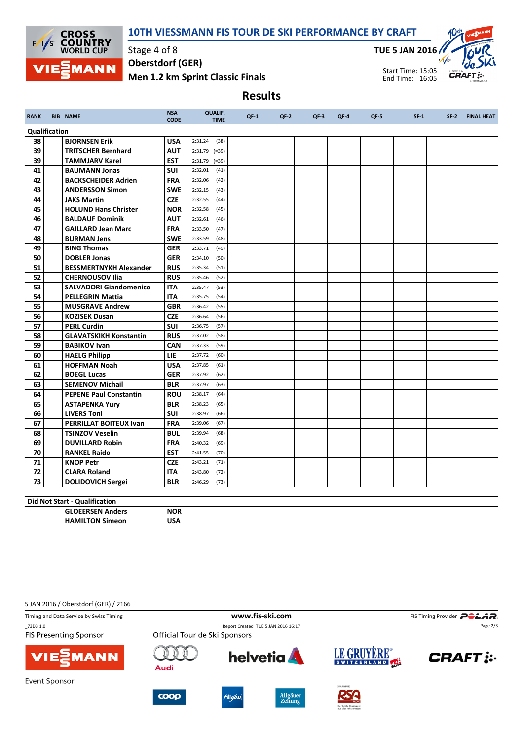# 10TH VIESSMANN FIS TOUR DE SKI PERFORMANCE BY CRAFT

Stage 4 of 8
Oberstdorf (GER)
Men 1.2 km Sprint Classic Finals

TUE 5 JAN 2016

Start Time: 15:05
End Time: 16:05

## Results

| RANK | BIB | NAME | NSA CODE | QUALIF. TIME | QF-1 | QF-2 | QF-3 | QF-4 | QF-5 | SF-1 | SF-2 | FINAL HEAT |
|---|---|---|---|---|---|---|---|---|---|---|---|---|
| **Qualification** | | | | | | | | | | | | |
| 38 | | BJORNSEN Erik | USA | 2:31.24 (38) | | | | | | | | |
| 39 | | TRITSCHER Bernhard | AUT | 2:31.79 (=39) | | | | | | | | |
| 39 | | TAMMJARV Karel | EST | 2:31.79 (=39) | | | | | | | | |
| 41 | | BAUMANN Jonas | SUI | 2:32.01 (41) | | | | | | | | |
| 42 | | BACKSCHEIDER Adrien | FRA | 2:32.06 (42) | | | | | | | | |
| 43 | | ANDERSSON Simon | SWE | 2:32.15 (43) | | | | | | | | |
| 44 | | JAKS Martin | CZE | 2:32.55 (44) | | | | | | | | |
| 45 | | HOLUND Hans Christer | NOR | 2:32.58 (45) | | | | | | | | |
| 46 | | BALDAUF Dominik | AUT | 2:32.61 (46) | | | | | | | | |
| 47 | | GAILLARD Jean Marc | FRA | 2:33.50 (47) | | | | | | | | |
| 48 | | BURMAN Jens | SWE | 2:33.59 (48) | | | | | | | | |
| 49 | | BING Thomas | GER | 2:33.71 (49) | | | | | | | | |
| 50 | | DOBLER Jonas | GER | 2:34.10 (50) | | | | | | | | |
| 51 | | BESSMERTNYKH Alexander | RUS | 2:35.34 (51) | | | | | | | | |
| 52 | | CHERNOUSOV Ilia | RUS | 2:35.46 (52) | | | | | | | | |
| 53 | | SALVADORI Giandomenico | ITA | 2:35.47 (53) | | | | | | | | |
| 54 | | PELLEGRIN Mattia | ITA | 2:35.75 (54) | | | | | | | | |
| 55 | | MUSGRAVE Andrew | GBR | 2:36.42 (55) | | | | | | | | |
| 56 | | KOZISEK Dusan | CZE | 2:36.64 (56) | | | | | | | | |
| 57 | | PERL Curdin | SUI | 2:36.75 (57) | | | | | | | | |
| 58 | | GLAVATSKIKH Konstantin | RUS | 2:37.02 (58) | | | | | | | | |
| 59 | | BABIKOV Ivan | CAN | 2:37.33 (59) | | | | | | | | |
| 60 | | HAELG Philipp | LIE | 2:37.72 (60) | | | | | | | | |
| 61 | | HOFFMAN Noah | USA | 2:37.85 (61) | | | | | | | | |
| 62 | | BOEGL Lucas | GER | 2:37.92 (62) | | | | | | | | |
| 63 | | SEMENOV Michail | BLR | 2:37.97 (63) | | | | | | | | |
| 64 | | PEPENE Paul Constantin | ROU | 2:38.17 (64) | | | | | | | | |
| 65 | | ASTAPENKA Yury | BLR | 2:38.23 (65) | | | | | | | | |
| 66 | | LIVERS Toni | SUI | 2:38.97 (66) | | | | | | | | |
| 67 | | PERRILLAT BOITEUX Ivan | FRA | 2:39.06 (67) | | | | | | | | |
| 68 | | TSINZOV Veselin | BUL | 2:39.94 (68) | | | | | | | | |
| 69 | | DUVILLARD Robin | FRA | 2:40.32 (69) | | | | | | | | |
| 70 | | RANKEL Raido | EST | 2:41.55 (70) | | | | | | | | |
| 71 | | KNOP Petr | CZE | 2:43.21 (71) | | | | | | | | |
| 72 | | CLARA Roland | ITA | 2:43.80 (72) | | | | | | | | |
| 73 | | DOLIDOVICH Sergei | BLR | 2:46.29 (73) | | | | | | | | |

| Did Not Start - Qualification | |
|---|---|
| GLOEERSEN Anders | NOR |
| HAMILTON Simeon | USA |

5 JAN 2016 / Oberstdorf (GER) / 2166

Timing and Data Service by Swiss Timing — www.fis-ski.com — FIS Timing Provider POLAR

_73D3 1.0 — Report Created TUE 5 JAN 2016 16:17

FIS Presenting Sponsor — Official Tour de Ski Sponsors

Event Sponsor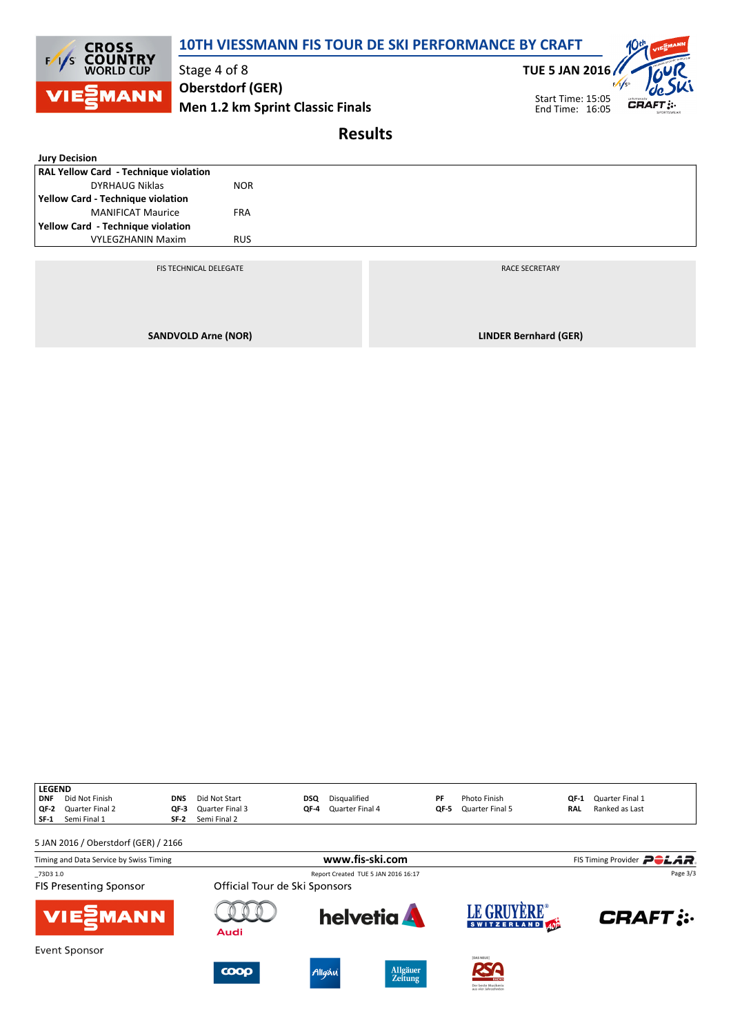# 10TH VIESSMANN FIS TOUR DE SKI PERFORMANCE BY CRAFT

Stage 4 of 8

**Oberstdorf (GER)**

**Men 1.2 km Sprint Classic Finals**

**TUE 5 JAN 2016**

Start Time: 15:05
End Time: 16:05

## Results

**Jury Decision**

| | |
|---|---|
| **RAL Yellow Card - Technique violation** | |
| DYRHAUG Niklas | NOR |
| **Yellow Card - Technique violation** | |
| MANIFICAT Maurice | FRA |
| **Yellow Card - Technique violation** | |
| VYLEGZHANIN Maxim | RUS |

| FIS TECHNICAL DELEGATE | RACE SECRETARY |
|---|---|
| **SANDVOLD Arne (NOR)** | **LINDER Bernhard (GER)** |

**LEGEND**

| | | | | | | | | | |
|---|---|---|---|---|---|---|---|---|---|
| **DNF** | Did Not Finish | **DNS** | Did Not Start | **DSQ** | Disqualified | **PF** | Photo Finish | **QF-1** | Quarter Final 1 |
| **QF-2** | Quarter Final 2 | **QF-3** | Quarter Final 3 | **QF-4** | Quarter Final 4 | **QF-5** | Quarter Final 5 | **RAL** | Ranked as Last |
| **SF-1** | Semi Final 1 | **SF-2** | Semi Final 2 | | | | | | |

5 JAN 2016 / Oberstdorf (GER) / 2166

Timing and Data Service by Swiss Timing — www.fis-ski.com — FIS Timing Provider POLAR

_73D3 1.0 — Report Created TUE 5 JAN 2016 16:17

FIS Presenting Sponsor — Official Tour de Ski Sponsors

Event Sponsor